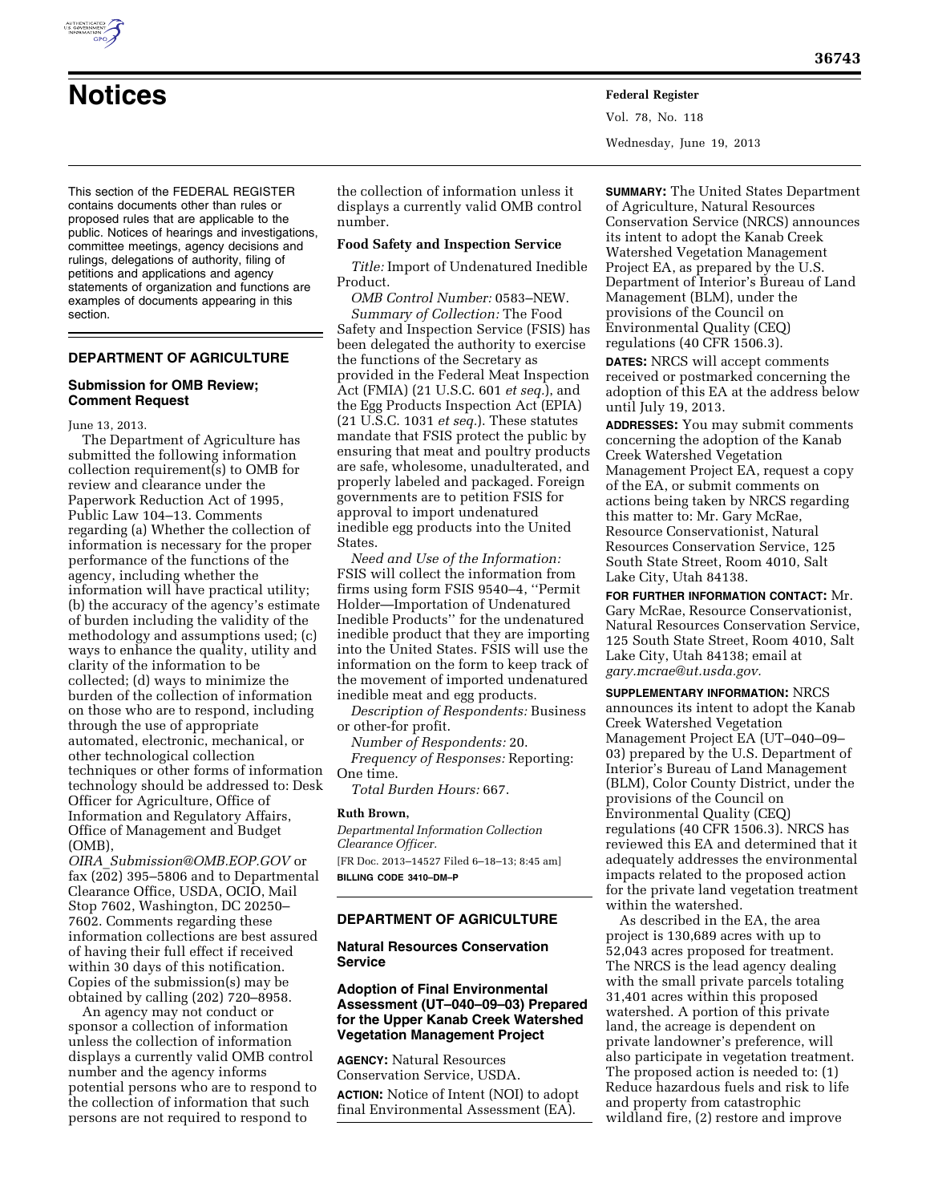# Notices

This section of the FEDERAL REGISTER contains documents other than rules or proposed rules that are applicable to the public. Notices of hearings and investigations, committee meetings, agency decisions and rulings, delegations of authority, filing of petitions and applications and agency statements of organization and functions are examples of documents appearing in this section.

## DEPARTMENT OF AGRICULTURE

### Submission for OMB Review; Comment Request

June 13, 2013.

The Department of Agriculture has submitted the following information collection requirement(s) to OMB for review and clearance under the Paperwork Reduction Act of 1995, Public Law 104–13. Comments regarding (a) Whether the collection of information is necessary for the proper performance of the functions of the agency, including whether the information will have practical utility; (b) the accuracy of the agency's estimate of burden including the validity of the methodology and assumptions used; (c) ways to enhance the quality, utility and clarity of the information to be collected; (d) ways to minimize the burden of the collection of information on those who are to respond, including through the use of appropriate automated, electronic, mechanical, or other technological collection techniques or other forms of information technology should be addressed to: Desk Officer for Agriculture, Office of Information and Regulatory Affairs, Office of Management and Budget (OMB), *OIRA_Submission@OMB.EOP.GOV* or fax (202) 395–5806 and to Departmental Clearance Office, USDA, OCIO, Mail Stop 7602, Washington, DC 20250–7602. Comments regarding these information collections are best assured of having their full effect if received within 30 days of this notification. Copies of the submission(s) may be obtained by calling (202) 720–8958.

An agency may not conduct or sponsor a collection of information unless the collection of information displays a currently valid OMB control number and the agency informs potential persons who are to respond to the collection of information that such persons are not required to respond to the collection of information unless it displays a currently valid OMB control number.

**Food Safety and Inspection Service**

*Title:* Import of Undenatured Inedible Product.

*OMB Control Number:* 0583–NEW.

*Summary of Collection:* The Food Safety and Inspection Service (FSIS) has been delegated the authority to exercise the functions of the Secretary as provided in the Federal Meat Inspection Act (FMIA) (21 U.S.C. 601 *et seq.*), and the Egg Products Inspection Act (EPIA) (21 U.S.C. 1031 *et seq.*). These statutes mandate that FSIS protect the public by ensuring that meat and poultry products are safe, wholesome, unadulterated, and properly labeled and packaged. Foreign governments are to petition FSIS for approval to import undenatured inedible egg products into the United States.

*Need and Use of the Information:* FSIS will collect the information from firms using form FSIS 9540–4, ''Permit Holder—Importation of Undenatured Inedible Products'' for the undenatured inedible product that they are importing into the United States. FSIS will use the information on the form to keep track of the movement of imported undenatured inedible meat and egg products.

*Description of Respondents:* Business or other-for profit.

*Number of Respondents:* 20.

*Frequency of Responses:* Reporting: One time.

*Total Burden Hours:* 667.

**Ruth Brown,**

*Departmental Information Collection Clearance Officer.*

[FR Doc. 2013–14527 Filed 6–18–13; 8:45 am]

**BILLING CODE 3410–DM–P**

## DEPARTMENT OF AGRICULTURE

### Natural Resources Conservation Service

### Adoption of Final Environmental Assessment (UT–040–09–03) Prepared for the Upper Kanab Creek Watershed Vegetation Management Project

**AGENCY:** Natural Resources Conservation Service, USDA.

**ACTION:** Notice of Intent (NOI) to adopt final Environmental Assessment (EA).

**SUMMARY:** The United States Department of Agriculture, Natural Resources Conservation Service (NRCS) announces its intent to adopt the Kanab Creek Watershed Vegetation Management Project EA, as prepared by the U.S. Department of Interior's Bureau of Land Management (BLM), under the provisions of the Council on Environmental Quality (CEQ) regulations (40 CFR 1506.3).

**DATES:** NRCS will accept comments received or postmarked concerning the adoption of this EA at the address below until July 19, 2013.

**ADDRESSES:** You may submit comments concerning the adoption of the Kanab Creek Watershed Vegetation Management Project EA, request a copy of the EA, or submit comments on actions being taken by NRCS regarding this matter to: Mr. Gary McRae, Resource Conservationist, Natural Resources Conservation Service, 125 South State Street, Room 4010, Salt Lake City, Utah 84138.

**FOR FURTHER INFORMATION CONTACT:** Mr. Gary McRae, Resource Conservationist, Natural Resources Conservation Service, 125 South State Street, Room 4010, Salt Lake City, Utah 84138; email at *gary.mcrae@ut.usda.gov.*

**SUPPLEMENTARY INFORMATION:** NRCS announces its intent to adopt the Kanab Creek Watershed Vegetation Management Project EA (UT–040–09–03) prepared by the U.S. Department of Interior's Bureau of Land Management (BLM), Color County District, under the provisions of the Council on Environmental Quality (CEQ) regulations (40 CFR 1506.3). NRCS has reviewed this EA and determined that it adequately addresses the environmental impacts related to the proposed action for the private land vegetation treatment within the watershed.

As described in the EA, the area project is 130,689 acres with up to 52,043 acres proposed for treatment. The NRCS is the lead agency dealing with the small private parcels totaling 31,401 acres within this proposed watershed. A portion of this private land, the acreage is dependent on private landowner's preference, will also participate in vegetation treatment. The proposed action is needed to: (1) Reduce hazardous fuels and risk to life and property from catastrophic wildland fire, (2) restore and improve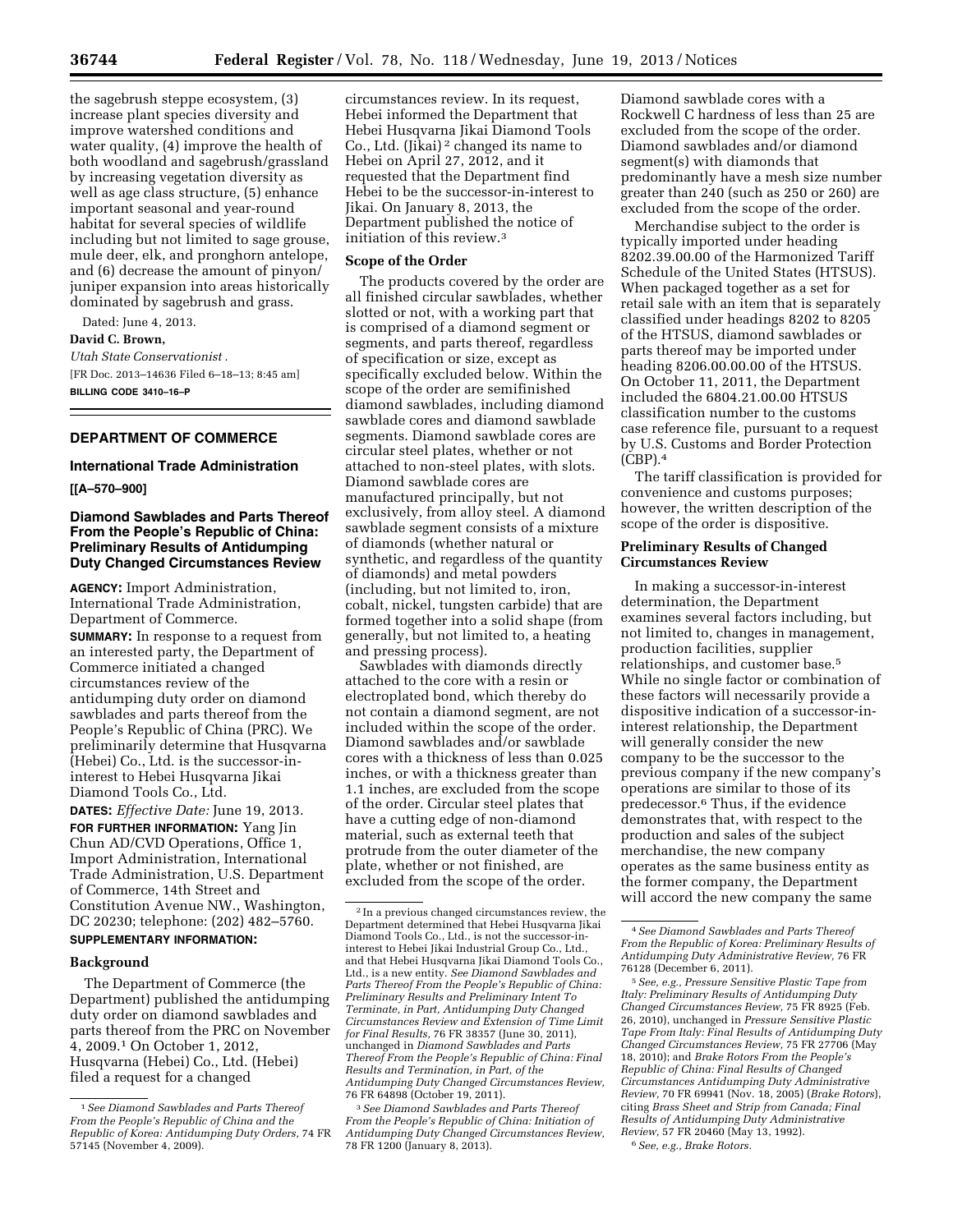the sagebrush steppe ecosystem, (3) increase plant species diversity and improve watershed conditions and water quality, (4) improve the health of both woodland and sagebrush/grassland by increasing vegetation diversity as well as age class structure, (5) enhance important seasonal and year-round habitat for several species of wildlife including but not limited to sage grouse, mule deer, elk, and pronghorn antelope, and (6) decrease the amount of pinyon/juniper expansion into areas historically dominated by sagebrush and grass.

Dated: June 4, 2013.

**David C. Brown,**

*Utah State Conservationist.*

[FR Doc. 2013–14636 Filed 6–18–13; 8:45 am]

**BILLING CODE 3410–16–P**

## DEPARTMENT OF COMMERCE

### International Trade Administration

**[[A–570–900]**

### Diamond Sawblades and Parts Thereof From the People's Republic of China: Preliminary Results of Antidumping Duty Changed Circumstances Review

**AGENCY:** Import Administration, International Trade Administration, Department of Commerce.

**SUMMARY:** In response to a request from an interested party, the Department of Commerce initiated a changed circumstances review of the antidumping duty order on diamond sawblades and parts thereof from the People's Republic of China (PRC). We preliminarily determine that Husqvarna (Hebei) Co., Ltd. is the successor-in-interest to Hebei Husqvarna Jikai Diamond Tools Co., Ltd.

**DATES:** *Effective Date:* June 19, 2013.

**FOR FURTHER INFORMATION:** Yang Jin Chun AD/CVD Operations, Office 1, Import Administration, International Trade Administration, U.S. Department of Commerce, 14th Street and Constitution Avenue NW., Washington, DC 20230; telephone: (202) 482–5760.

**SUPPLEMENTARY INFORMATION:**

#### Background

The Department of Commerce (the Department) published the antidumping duty order on diamond sawblades and parts thereof from the PRC on November 4, 2009.[1] On October 1, 2012, Husqvarna (Hebei) Co., Ltd. (Hebei) filed a request for a changed circumstances review. In its request, Hebei informed the Department that Hebei Husqvarna Jikai Diamond Tools Co., Ltd. (Jikai)[2] changed its name to Hebei on April 27, 2012, and it requested that the Department find Hebei to be the successor-in-interest to Jikai. On January 8, 2013, the Department published the notice of initiation of this review.[3]

#### Scope of the Order

The products covered by the order are all finished circular sawblades, whether slotted or not, with a working part that is comprised of a diamond segment or segments, and parts thereof, regardless of specification or size, except as specifically excluded below. Within the scope of the order are semifinished diamond sawblades, including diamond sawblade cores and diamond sawblade segments. Diamond sawblade cores are circular steel plates, whether or not attached to non-steel plates, with slots. Diamond sawblade cores are manufactured principally, but not exclusively, from alloy steel. A diamond sawblade segment consists of a mixture of diamonds (whether natural or synthetic, and regardless of the quantity of diamonds) and metal powders (including, but not limited to, iron, cobalt, nickel, tungsten carbide) that are formed together into a solid shape (from generally, but not limited to, a heating and pressing process).

Sawblades with diamonds directly attached to the core with a resin or electroplated bond, which thereby do not contain a diamond segment, are not included within the scope of the order. Diamond sawblades and/or sawblade cores with a thickness of less than 0.025 inches, or with a thickness greater than 1.1 inches, are excluded from the scope of the order. Circular steel plates that have a cutting edge of non-diamond material, such as external teeth that protrude from the outer diameter of the plate, whether or not finished, are excluded from the scope of the order. Diamond sawblade cores with a Rockwell C hardness of less than 25 are excluded from the scope of the order. Diamond sawblades and/or diamond segment(s) with diamonds that predominantly have a mesh size number greater than 240 (such as 250 or 260) are excluded from the scope of the order.

Merchandise subject to the order is typically imported under heading 8202.39.00.00 of the Harmonized Tariff Schedule of the United States (HTSUS). When packaged together as a set for retail sale with an item that is separately classified under headings 8202 to 8205 of the HTSUS, diamond sawblades or parts thereof may be imported under heading 8206.00.00.00 of the HTSUS. On October 11, 2011, the Department included the 6804.21.00.00 HTSUS classification number to the customs case reference file, pursuant to a request by U.S. Customs and Border Protection (CBP).[4]

The tariff classification is provided for convenience and customs purposes; however, the written description of the scope of the order is dispositive.

#### Preliminary Results of Changed Circumstances Review

In making a successor-in-interest determination, the Department examines several factors including, but not limited to, changes in management, production facilities, supplier relationships, and customer base.[5] While no single factor or combination of these factors will necessarily provide a dispositive indication of a successor-in-interest relationship, the Department will generally consider the new company to be the successor to the previous company if the new company's operations are similar to those of its predecessor.[6] Thus, if the evidence demonstrates that, with respect to the production and sales of the subject merchandise, the new company operates as the same business entity as the former company, the Department will accord the new company the same

---

[1] *See Diamond Sawblades and Parts Thereof From the People's Republic of China and the Republic of Korea: Antidumping Duty Orders,* 74 FR 57145 (November 4, 2009).

[2] In a previous changed circumstances review, the Department determined that Hebei Husqvarna Jikai Diamond Tools Co., Ltd., is not the successor-in-interest to Hebei Jikai Industrial Group Co., Ltd., and that Hebei Husqvarna Jikai Diamond Tools Co., Ltd., is a new entity. *See Diamond Sawblades and Parts Thereof From the People's Republic of China: Preliminary Results and Preliminary Intent To Terminate, in Part, Antidumping Duty Changed Circumstances Review and Extension of Time Limit for Final Results,* 76 FR 38357 (June 30, 2011), unchanged in *Diamond Sawblades and Parts Thereof From the People's Republic of China: Final Results and Termination, in Part, of the Antidumping Duty Changed Circumstances Review,* 76 FR 64898 (October 19, 2011).

[3] *See Diamond Sawblades and Parts Thereof From the People's Republic of China: Initiation of Antidumping Duty Changed Circumstances Review,* 78 FR 1200 (January 8, 2013).

[4] *See Diamond Sawblades and Parts Thereof From the Republic of Korea: Preliminary Results of Antidumping Duty Administrative Review,* 76 FR 76128 (December 6, 2011).

[5] *See, e.g., Pressure Sensitive Plastic Tape from Italy: Preliminary Results of Antidumping Duty Changed Circumstances Review,* 75 FR 8925 (Feb. 26, 2010), unchanged in *Pressure Sensitive Plastic Tape From Italy: Final Results of Antidumping Duty Changed Circumstances Review,* 75 FR 27706 (May 18, 2010); and *Brake Rotors From the People's Republic of China: Final Results of Changed Circumstances Antidumping Duty Administrative Review,* 70 FR 69941 (Nov. 18, 2005) (*Brake Rotors*), citing *Brass Sheet and Strip from Canada; Final Results of Antidumping Duty Administrative Review,* 57 FR 20460 (May 13, 1992).

[6] *See, e.g., Brake Rotors.*